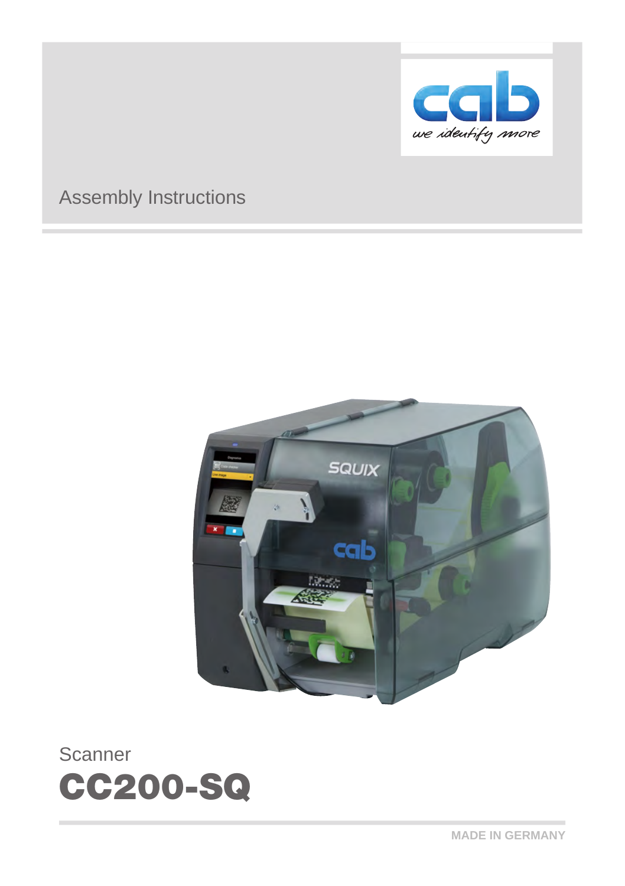Assembly Instructions

Scanner

# CC200-SQ

MADE IN GERMANY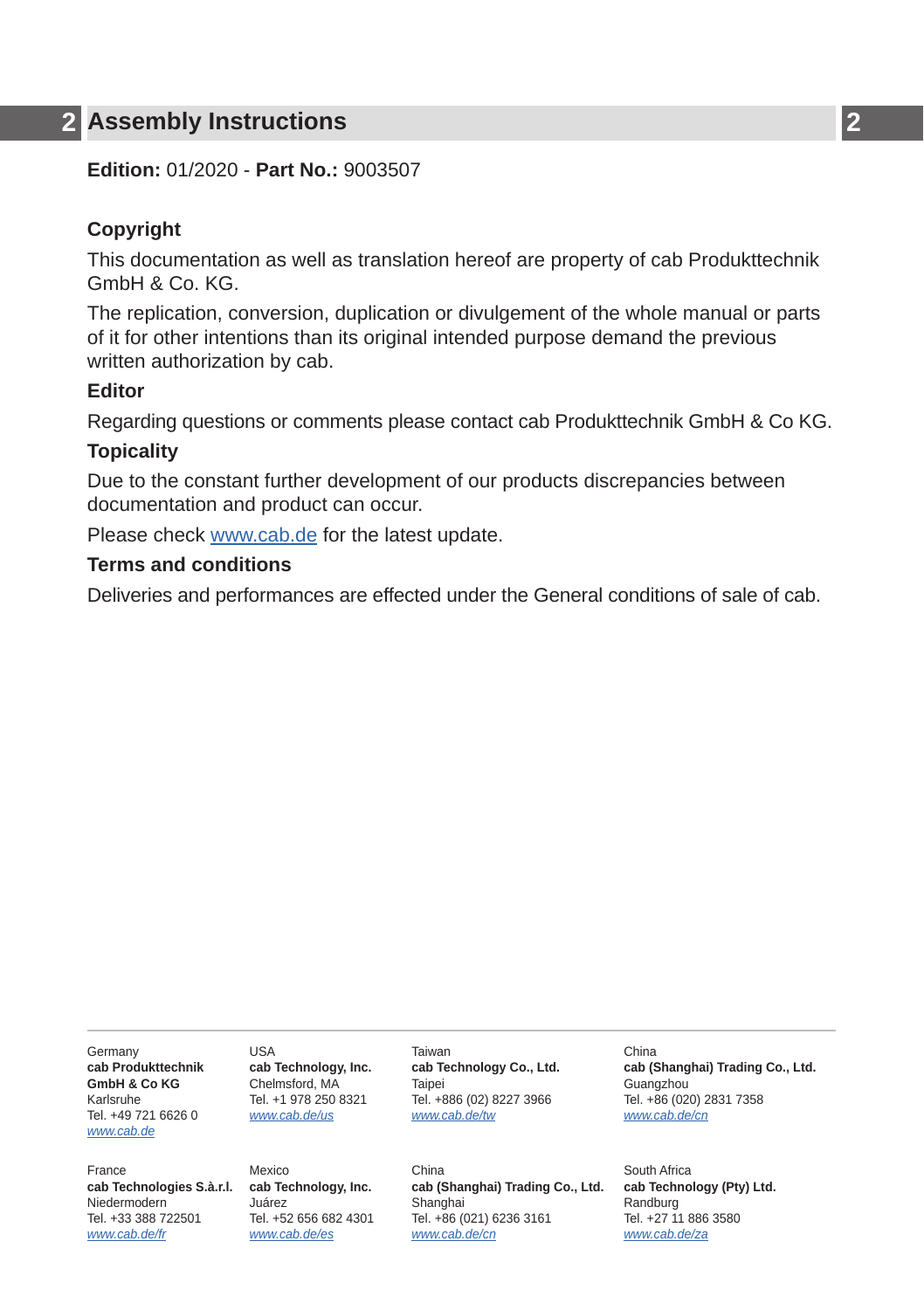# 2 Assembly Instructions

**Edition:** 01/2020 - **Part No.:** 9003507

## Copyright

This documentation as well as translation hereof are property of cab Produkttechnik GmbH & Co. KG.

The replication, conversion, duplication or divulgement of the whole manual or parts of it for other intentions than its original intended purpose demand the previous written authorization by cab.

## Editor

Regarding questions or comments please contact cab Produkttechnik GmbH & Co KG.

## Topicality

Due to the constant further development of our products discrepancies between documentation and product can occur.

Please check www.cab.de for the latest update.

## Terms and conditions

Deliveries and performances are effected under the General conditions of sale of cab.

Germany
**cab Produkttechnik GmbH & Co KG**
Karlsruhe
Tel. +49 721 6626 0
*www.cab.de*

USA
**cab Technology, Inc.**
Chelmsford, MA
Tel. +1 978 250 8321
*www.cab.de/us*

Taiwan
**cab Technology Co., Ltd.**
Taipei
Tel. +886 (02) 8227 3966
*www.cab.de/tw*

China
**cab (Shanghai) Trading Co., Ltd.**
Guangzhou
Tel. +86 (020) 2831 7358
*www.cab.de/cn*

France
**cab Technologies S.à.r.l.**
Niedermodern
Tel. +33 388 722501
*www.cab.de/fr*

Mexico
**cab Technology, Inc.**
Juárez
Tel. +52 656 682 4301
*www.cab.de/es*

China
**cab (Shanghai) Trading Co., Ltd.**
Shanghai
Tel. +86 (021) 6236 3161
*www.cab.de/cn*

South Africa
**cab Technology (Pty) Ltd.**
Randburg
Tel. +27 11 886 3580
*www.cab.de/za*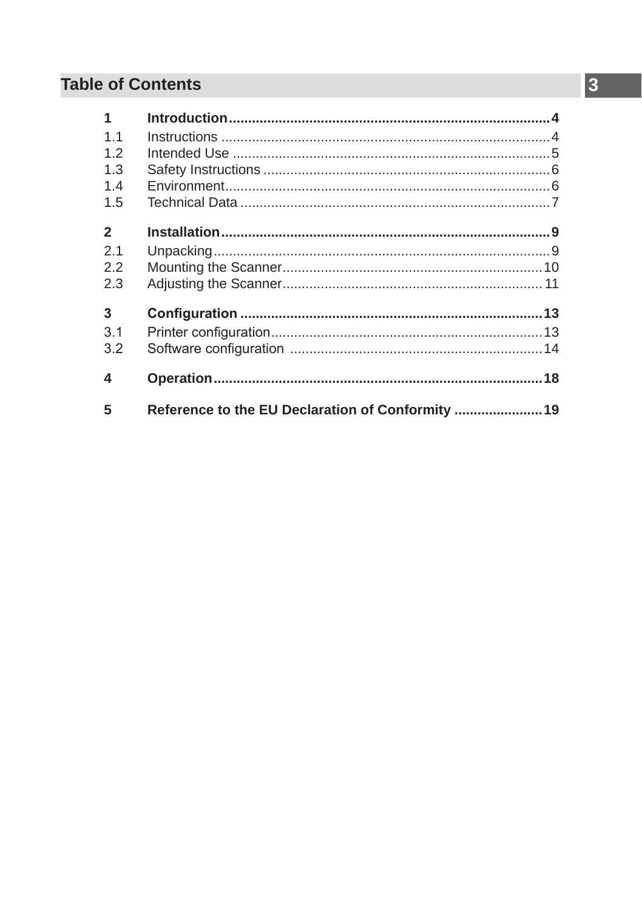# Table of Contents

**1 Introduction ........................................................................ 4**

1.1 Instructions ........................................................................ 4
1.2 Intended Use ........................................................................ 5
1.3 Safety Instructions ........................................................................ 6
1.4 Environment ........................................................................ 6
1.5 Technical Data ........................................................................ 7

**2 Installation ........................................................................ 9**

2.1 Unpacking ........................................................................ 9
2.2 Mounting the Scanner ........................................................................ 10
2.3 Adjusting the Scanner ........................................................................ 11

**3 Configuration ........................................................................ 13**

3.1 Printer configuration ........................................................................ 13
3.2 Software configuration ........................................................................ 14

**4 Operation ........................................................................ 18**

**5 Reference to the EU Declaration of Conformity ........................................................................ 19**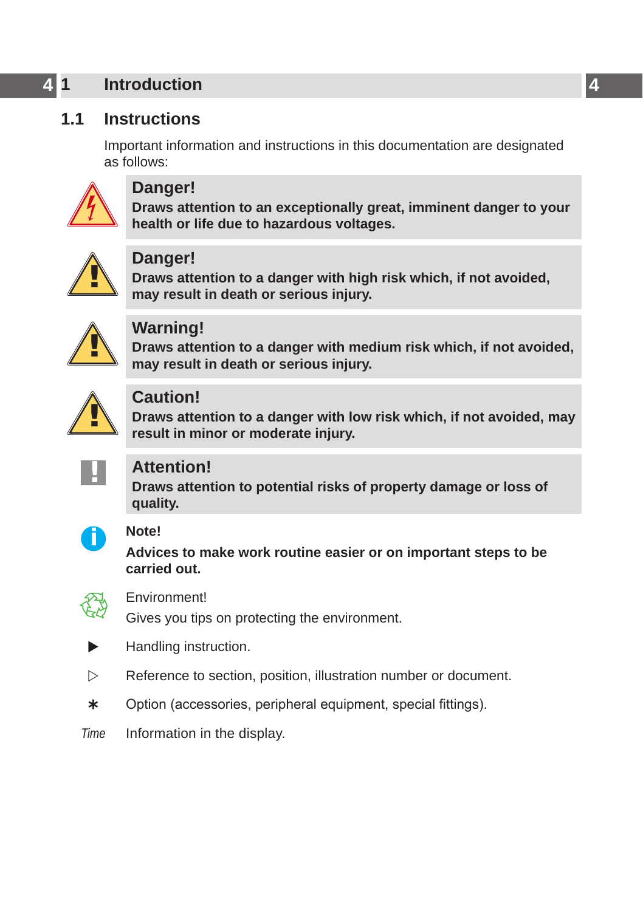# 1 Introduction

## 1.1 Instructions

Important information and instructions in this documentation are designated as follows:

**Danger!**
**Draws attention to an exceptionally great, imminent danger to your health or life due to hazardous voltages.**

**Danger!**
**Draws attention to a danger with high risk which, if not avoided, may result in death or serious injury.**

**Warning!**
**Draws attention to a danger with medium risk which, if not avoided, may result in death or serious injury.**

**Caution!**
**Draws attention to a danger with low risk which, if not avoided, may result in minor or moderate injury.**

**Attention!**
**Draws attention to potential risks of property damage or loss of quality.**

**Note!**
**Advices to make work routine easier or on important steps to be carried out.**

Environment!
Gives you tips on protecting the environment.

▶ Handling instruction.

▷ Reference to section, position, illustration number or document.

∗ Option (accessories, peripheral equipment, special fittings).

*Time* Information in the display.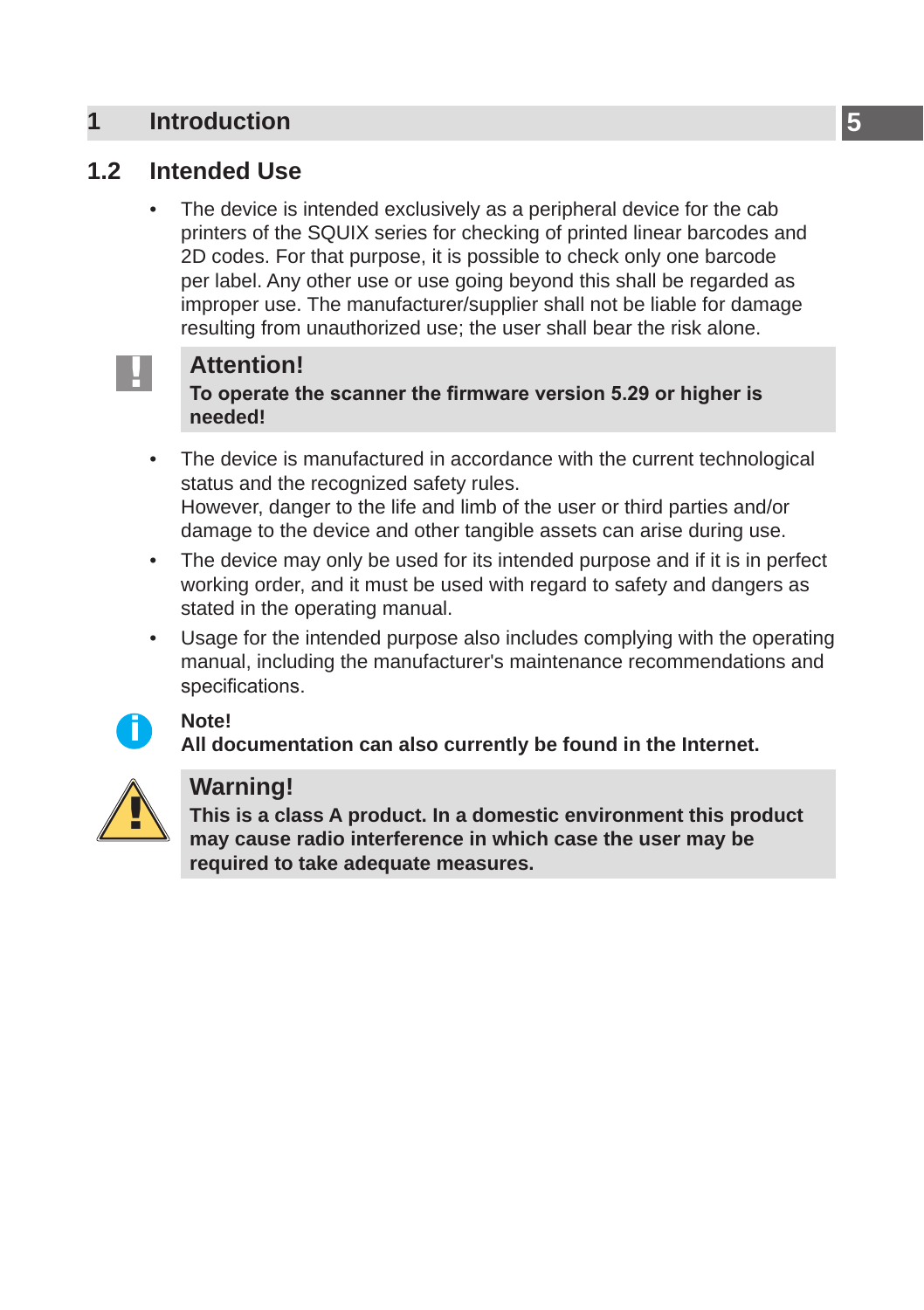# 1 Introduction

## 1.2 Intended Use

- The device is intended exclusively as a peripheral device for the cab printers of the SQUIX series for checking of printed linear barcodes and 2D codes. For that purpose, it is possible to check only one barcode per label. Any other use or use going beyond this shall be regarded as improper use. The manufacturer/supplier shall not be liable for damage resulting from unauthorized use; the user shall bear the risk alone.

**Attention!**
**To operate the scanner the firmware version 5.29 or higher is needed!**

- The device is manufactured in accordance with the current technological status and the recognized safety rules.
However, danger to the life and limb of the user or third parties and/or damage to the device and other tangible assets can arise during use.
- The device may only be used for its intended purpose and if it is in perfect working order, and it must be used with regard to safety and dangers as stated in the operating manual.
- Usage for the intended purpose also includes complying with the operating manual, including the manufacturer's maintenance recommendations and specifications.

**Note!**
**All documentation can also currently be found in the Internet.**

**Warning!**
**This is a class A product. In a domestic environment this product may cause radio interference in which case the user may be required to take adequate measures.**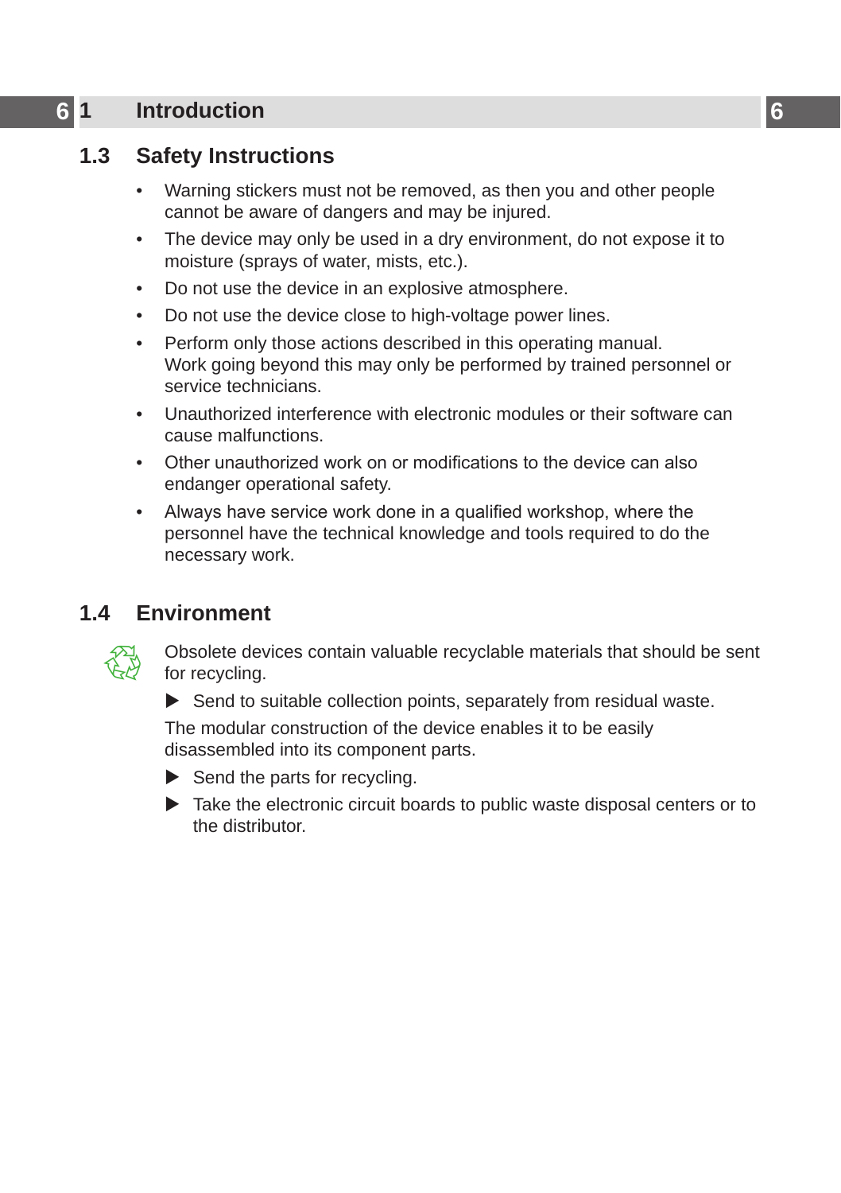## 1.3 Safety Instructions

- Warning stickers must not be removed, as then you and other people cannot be aware of dangers and may be injured.
- The device may only be used in a dry environment, do not expose it to moisture (sprays of water, mists, etc.).
- Do not use the device in an explosive atmosphere.
- Do not use the device close to high-voltage power lines.
- Perform only those actions described in this operating manual.
  Work going beyond this may only be performed by trained personnel or service technicians.
- Unauthorized interference with electronic modules or their software can cause malfunctions.
- Other unauthorized work on or modifications to the device can also endanger operational safety.
- Always have service work done in a qualified workshop, where the personnel have the technical knowledge and tools required to do the necessary work.

## 1.4 Environment

Obsolete devices contain valuable recyclable materials that should be sent for recycling.

- ▶ Send to suitable collection points, separately from residual waste.

The modular construction of the device enables it to be easily disassembled into its component parts.

- ▶ Send the parts for recycling.
- ▶ Take the electronic circuit boards to public waste disposal centers or to the distributor.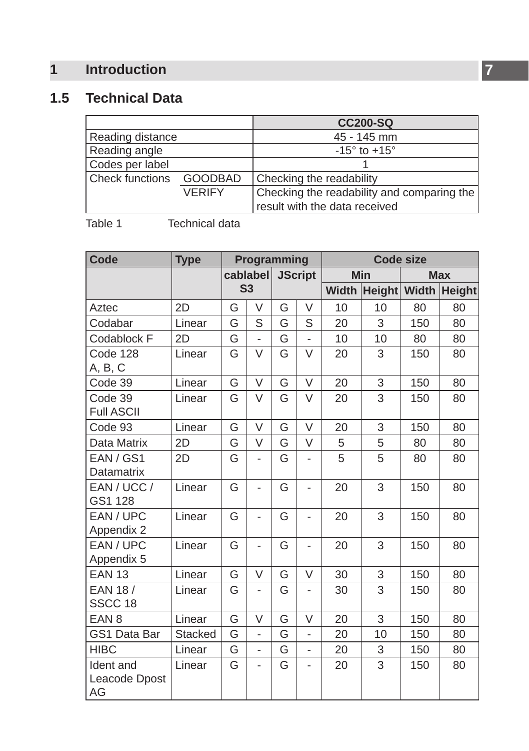# 1 Introduction

## 1.5 Technical Data

| | | CC200-SQ |
|---|---|---|
| Reading distance | | 45 - 145 mm |
| Reading angle | | -15° to +15° |
| Codes per label | | 1 |
| Check functions | GOODBAD | Checking the readability |
| | VERIFY | Checking the readability and comparing the result with the data received |

Table 1 Technical data

| Code | Type | Programming | | | | Code size | | | |
|---|---|---|---|---|---|---|---|---|---|
| | | cablabel S3 | | JScript | | Min | | Max | |
| | | | | | | Width | Height | Width | Height |
| Aztec | 2D | G | V | G | V | 10 | 10 | 80 | 80 |
| Codabar | Linear | G | S | G | S | 20 | 3 | 150 | 80 |
| Codablock F | 2D | G | - | G | - | 10 | 10 | 80 | 80 |
| Code 128 A, B, C | Linear | G | V | G | V | 20 | 3 | 150 | 80 |
| Code 39 | Linear | G | V | G | V | 20 | 3 | 150 | 80 |
| Code 39 Full ASCII | Linear | G | V | G | V | 20 | 3 | 150 | 80 |
| Code 93 | Linear | G | V | G | V | 20 | 3 | 150 | 80 |
| Data Matrix | 2D | G | V | G | V | 5 | 5 | 80 | 80 |
| EAN / GS1 Datamatrix | 2D | G | - | G | - | 5 | 5 | 80 | 80 |
| EAN / UCC / GS1 128 | Linear | G | - | G | - | 20 | 3 | 150 | 80 |
| EAN / UPC Appendix 2 | Linear | G | - | G | - | 20 | 3 | 150 | 80 |
| EAN / UPC Appendix 5 | Linear | G | - | G | - | 20 | 3 | 150 | 80 |
| EAN 13 | Linear | G | V | G | V | 30 | 3 | 150 | 80 |
| EAN 18 / SSCC 18 | Linear | G | - | G | - | 30 | 3 | 150 | 80 |
| EAN 8 | Linear | G | V | G | V | 20 | 3 | 150 | 80 |
| GS1 Data Bar | Stacked | G | - | G | - | 20 | 10 | 150 | 80 |
| HIBC | Linear | G | - | G | - | 20 | 3 | 150 | 80 |
| Ident and Leacode Dpost AG | Linear | G | - | G | - | 20 | 3 | 150 | 80 |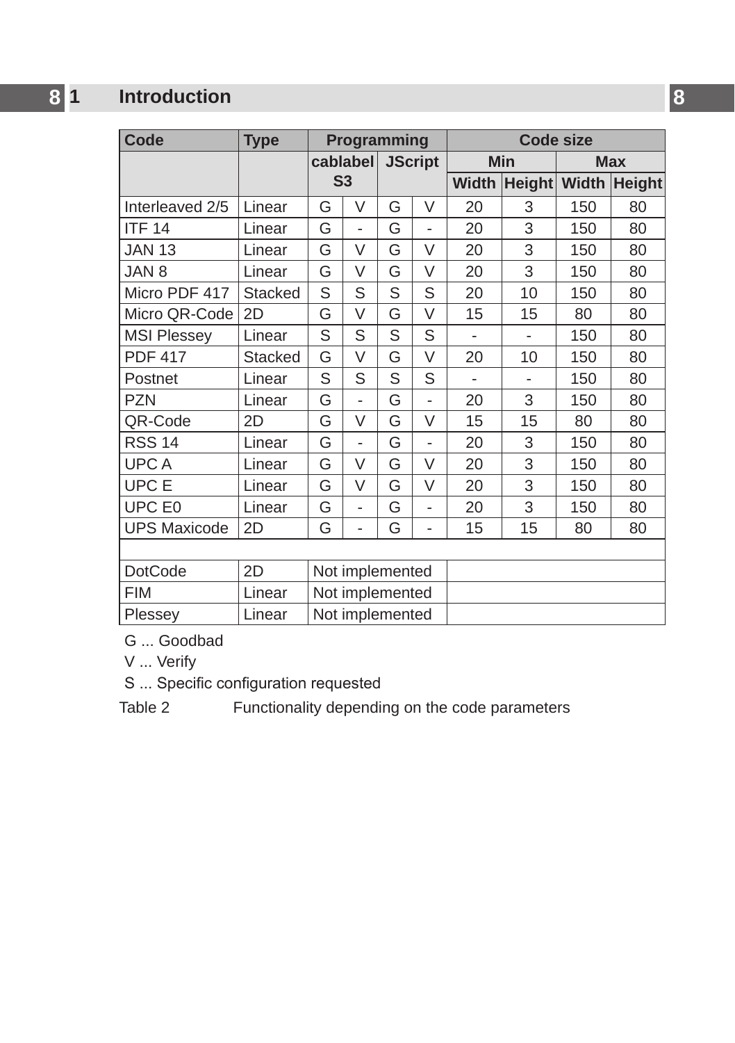| Code | Type | Programming | | | | Code size | | | |
|---|---|---|---|---|---|---|---|---|---|
| | | cablabel S3 | | JScript | | Min | | Max | |
| | | | | | | Width | Height | Width | Height |
| Interleaved 2/5 | Linear | G | V | G | V | 20 | 3 | 150 | 80 |
| ITF 14 | Linear | G | - | G | - | 20 | 3 | 150 | 80 |
| JAN 13 | Linear | G | V | G | V | 20 | 3 | 150 | 80 |
| JAN 8 | Linear | G | V | G | V | 20 | 3 | 150 | 80 |
| Micro PDF 417 | Stacked | S | S | S | S | 20 | 10 | 150 | 80 |
| Micro QR-Code | 2D | G | V | G | V | 15 | 15 | 80 | 80 |
| MSI Plessey | Linear | S | S | S | S | - | - | 150 | 80 |
| PDF 417 | Stacked | G | V | G | V | 20 | 10 | 150 | 80 |
| Postnet | Linear | S | S | S | S | - | - | 150 | 80 |
| PZN | Linear | G | - | G | - | 20 | 3 | 150 | 80 |
| QR-Code | 2D | G | V | G | V | 15 | 15 | 80 | 80 |
| RSS 14 | Linear | G | - | G | - | 20 | 3 | 150 | 80 |
| UPC A | Linear | G | V | G | V | 20 | 3 | 150 | 80 |
| UPC E | Linear | G | V | G | V | 20 | 3 | 150 | 80 |
| UPC E0 | Linear | G | - | G | - | 20 | 3 | 150 | 80 |
| UPS Maxicode | 2D | G | - | G | - | 15 | 15 | 80 | 80 |
| | | | | | | | | | |
| DotCode | 2D | Not implemented | | | | | | | |
| FIM | Linear | Not implemented | | | | | | | |
| Plessey | Linear | Not implemented | | | | | | | |

G ... Goodbad

V ... Verify

S ... Specific configuration requested

Table 2 Functionality depending on the code parameters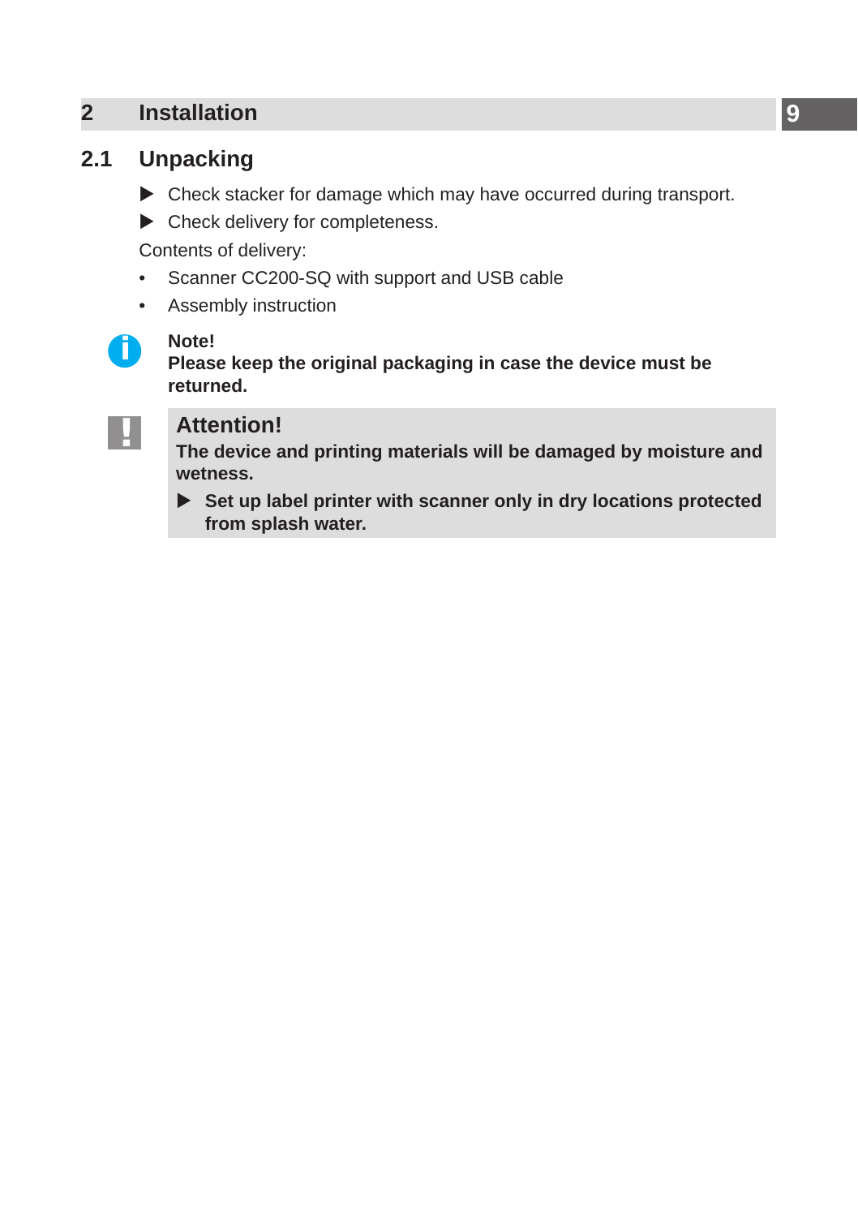# 2 Installation

## 2.1 Unpacking

- ▶ Check stacker for damage which may have occurred during transport.
- ▶ Check delivery for completeness.

Contents of delivery:

- Scanner CC200-SQ with support and USB cable
- Assembly instruction

**Note!**
**Please keep the original packaging in case the device must be returned.**

**Attention!**
**The device and printing materials will be damaged by moisture and wetness.**

- ▶ **Set up label printer with scanner only in dry locations protected from splash water.**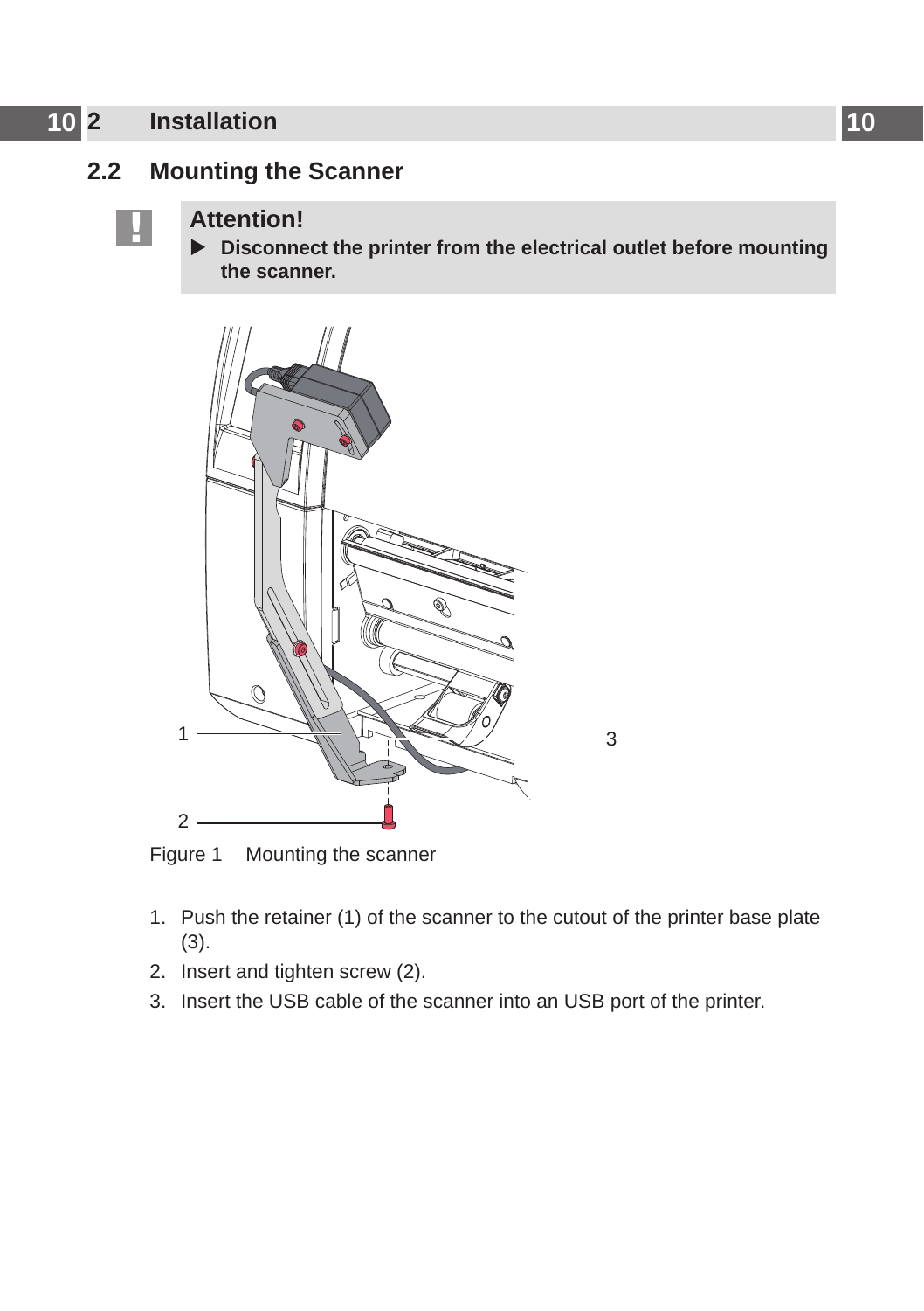## 2.2 Mounting the Scanner

**Attention!**

- **Disconnect the printer from the electrical outlet before mounting the scanner.**

Figure 1 Mounting the scanner

1. Push the retainer (1) of the scanner to the cutout of the printer base plate (3).
2. Insert and tighten screw (2).
3. Insert the USB cable of the scanner into an USB port of the printer.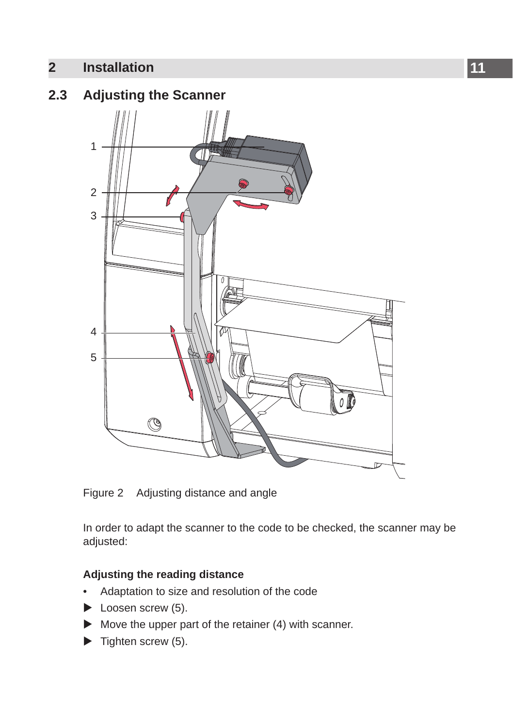## 2.3 Adjusting the Scanner

1
2
3
4
5

Figure 2 Adjusting distance and angle

In order to adapt the scanner to the code to be checked, the scanner may be adjusted:

**Adjusting the reading distance**

- Adaptation to size and resolution of the code
- ▶ Loosen screw (5).
- ▶ Move the upper part of the retainer (4) with scanner.
- ▶ Tighten screw (5).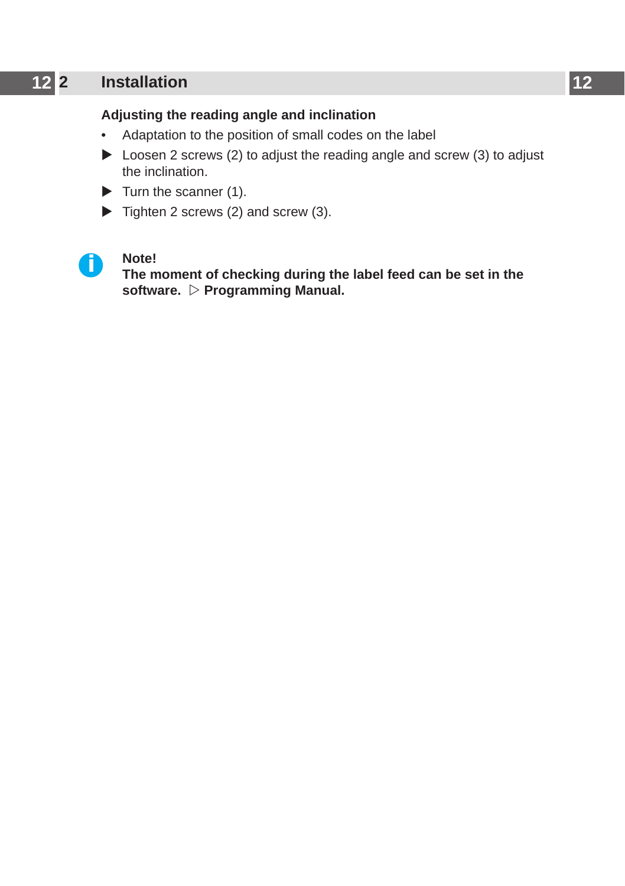## 2 Installation

### Adjusting the reading angle and inclination

- Adaptation to the position of small codes on the label
- ▶ Loosen 2 screws (2) to adjust the reading angle and screw (3) to adjust the inclination.
- ▶ Turn the scanner (1).
- ▶ Tighten 2 screws (2) and screw (3).

**Note!**
**The moment of checking during the label feed can be set in the software. ▷ Programming Manual.**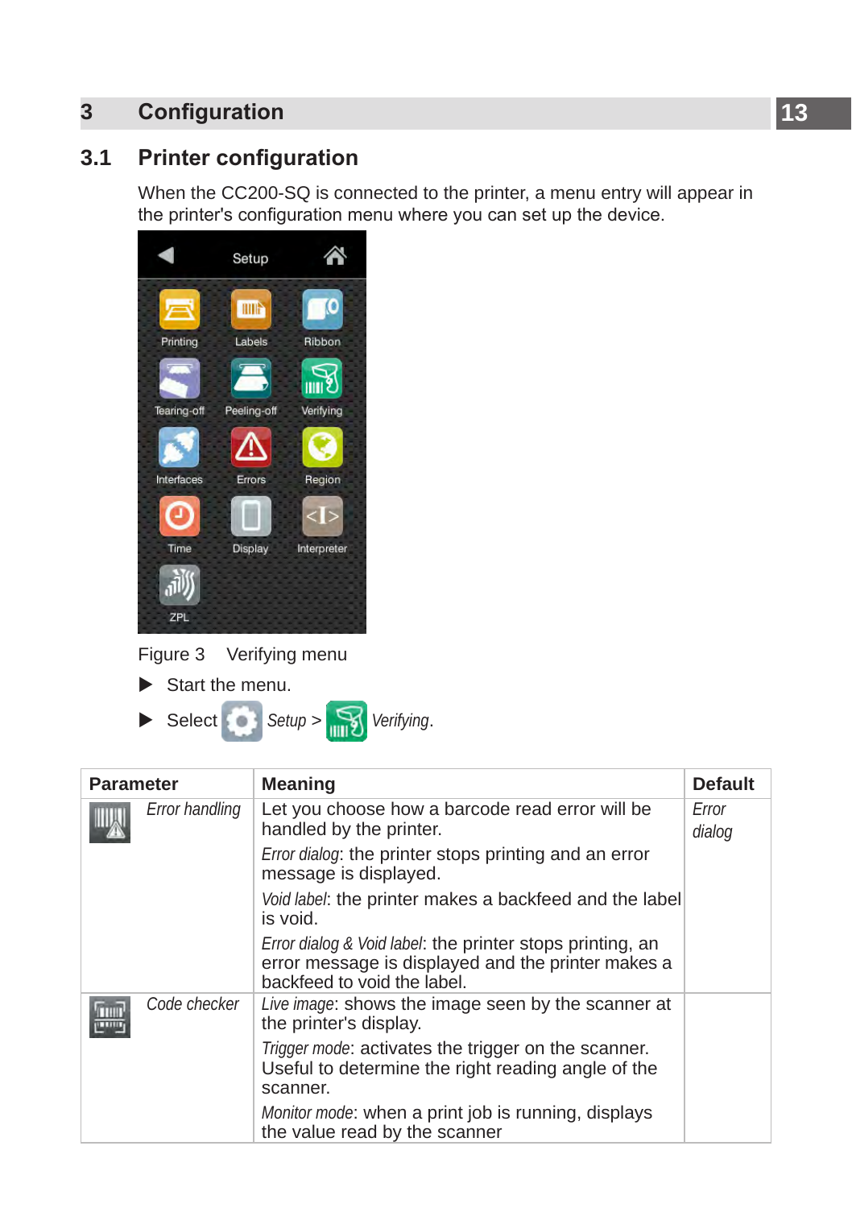# 3 Configuration

## 3.1 Printer configuration

When the CC200-SQ is connected to the printer, a menu entry will appear in the printer's configuration menu where you can set up the device.

Figure 3 Verifying menu

- ▶ Start the menu.
- ▶ Select *Setup* > *Verifying*.

| Parameter | Meaning | Default |
|---|---|---|
| *Error handling* | Let you choose how a barcode read error will be handled by the printer.<br>*Error dialog*: the printer stops printing and an error message is displayed.<br>*Void label*: the printer makes a backfeed and the label is void.<br>*Error dialog & Void label*: the printer stops printing, an error message is displayed and the printer makes a backfeed to void the label. | *Error dialog* |
| *Code checker* | *Live image*: shows the image seen by the scanner at the printer's display.<br>*Trigger mode*: activates the trigger on the scanner. Useful to determine the right reading angle of the scanner.<br>*Monitor mode*: when a print job is running, displays the value read by the scanner | |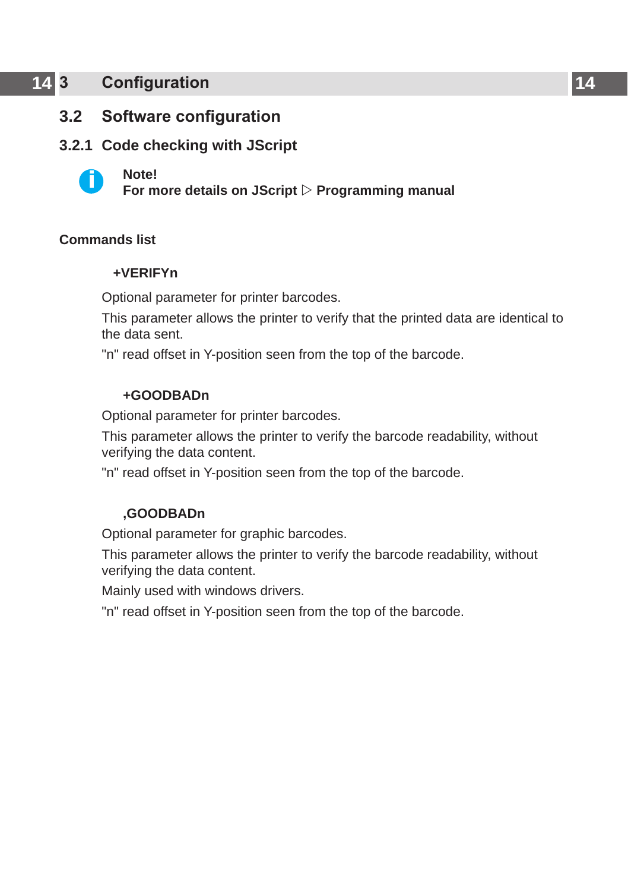## 3.2 Software configuration

### 3.2.1 Code checking with JScript

**Note!**
**For more details on JScript ▷ Programming manual**

**Commands list**

**+VERIFYn**

Optional parameter for printer barcodes.

This parameter allows the printer to verify that the printed data are identical to the data sent.

"n" read offset in Y-position seen from the top of the barcode.

**+GOODBADn**

Optional parameter for printer barcodes.

This parameter allows the printer to verify the barcode readability, without verifying the data content.

"n" read offset in Y-position seen from the top of the barcode.

**,GOODBADn**

Optional parameter for graphic barcodes.

This parameter allows the printer to verify the barcode readability, without verifying the data content.

Mainly used with windows drivers.

"n" read offset in Y-position seen from the top of the barcode.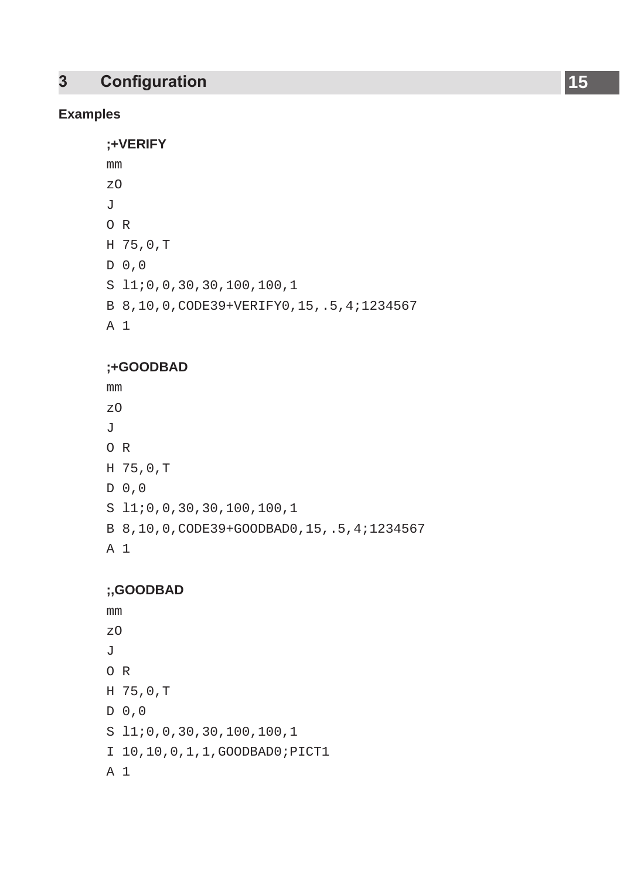## Examples

**;+VERIFY**

```
mm
zO
J
O R
H 75,0,T
D 0,0
S l1;0,0,30,30,100,100,1
B 8,10,0,CODE39+VERIFY0,15,.5,4;1234567
A 1
```

**;+GOODBAD**

```
mm
zO
J
O R
H 75,0,T
D 0,0
S l1;0,0,30,30,100,100,1
B 8,10,0,CODE39+GOODBAD0,15,.5,4;1234567
A 1
```

**;,GOODBAD**

```
mm
zO
J
O R
H 75,0,T
D 0,0
S l1;0,0,30,30,100,100,1
I 10,10,0,1,1,GOODBAD0;PICT1
A 1
```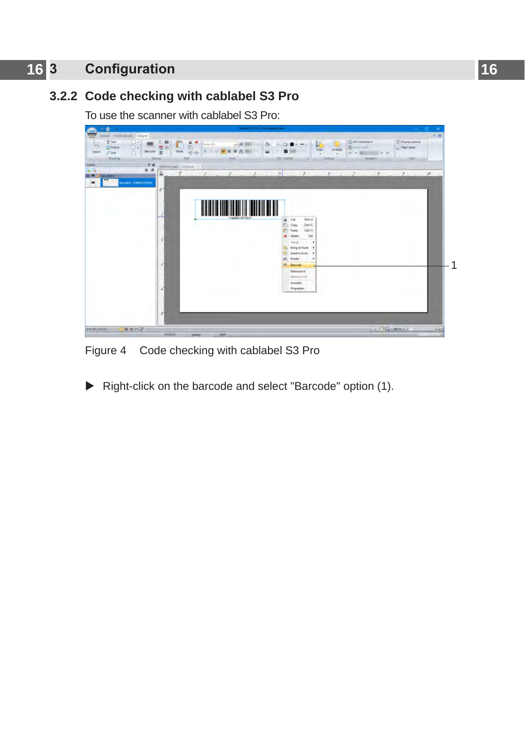### 3.2.2 Code checking with cablabel S3 Pro

To use the scanner with cablabel S3 Pro:

Figure 4 Code checking with cablabel S3 Pro

▶ Right-click on the barcode and select "Barcode" option (1).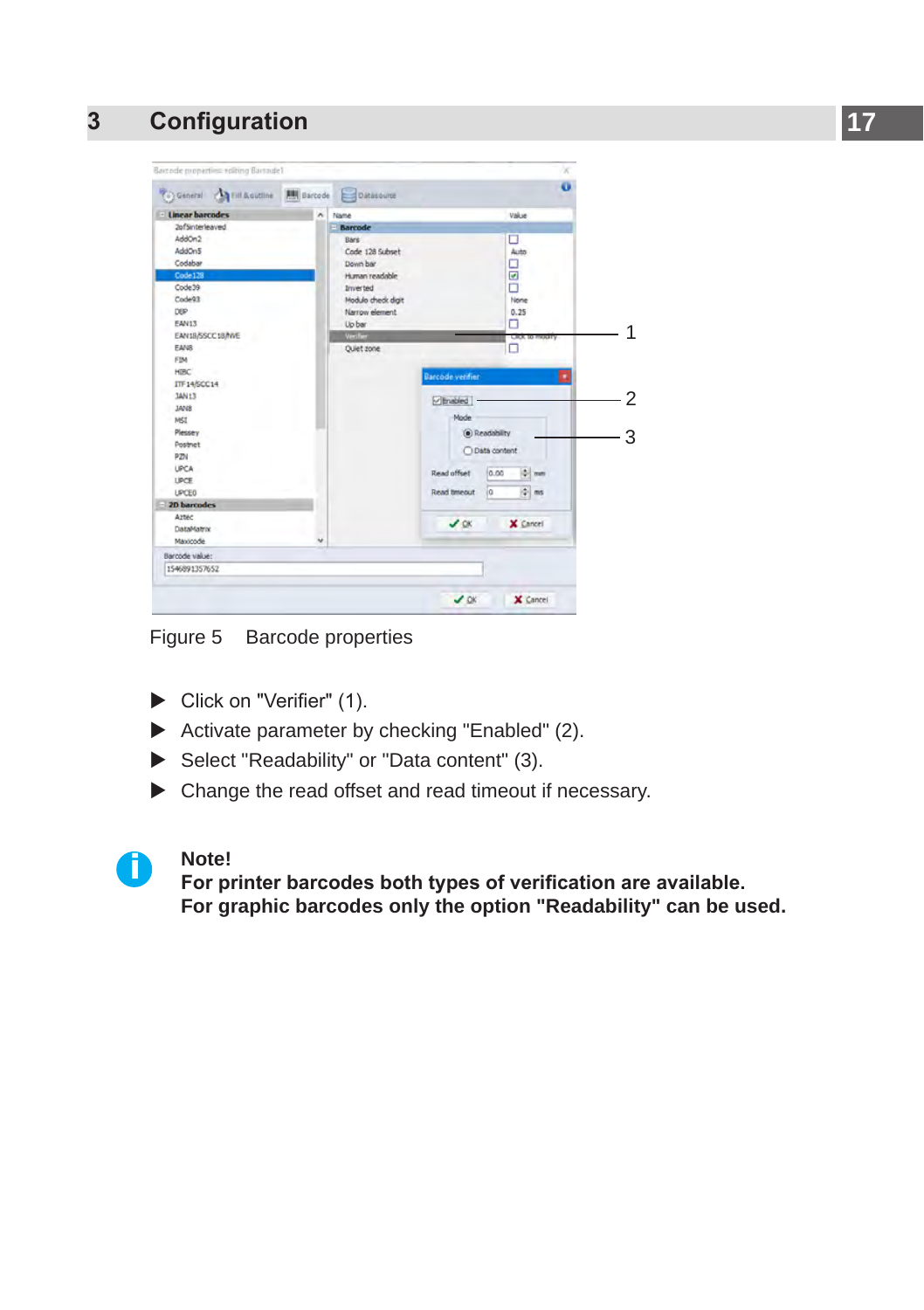# 3 Configuration

Figure 5    Barcode properties

- Click on "Verifier" (1).
- Activate parameter by checking "Enabled" (2).
- Select "Readability" or "Data content" (3).
- Change the read offset and read timeout if necessary.

**Note!**
**For printer barcodes both types of verification are available.**
**For graphic barcodes only the option "Readability" can be used.**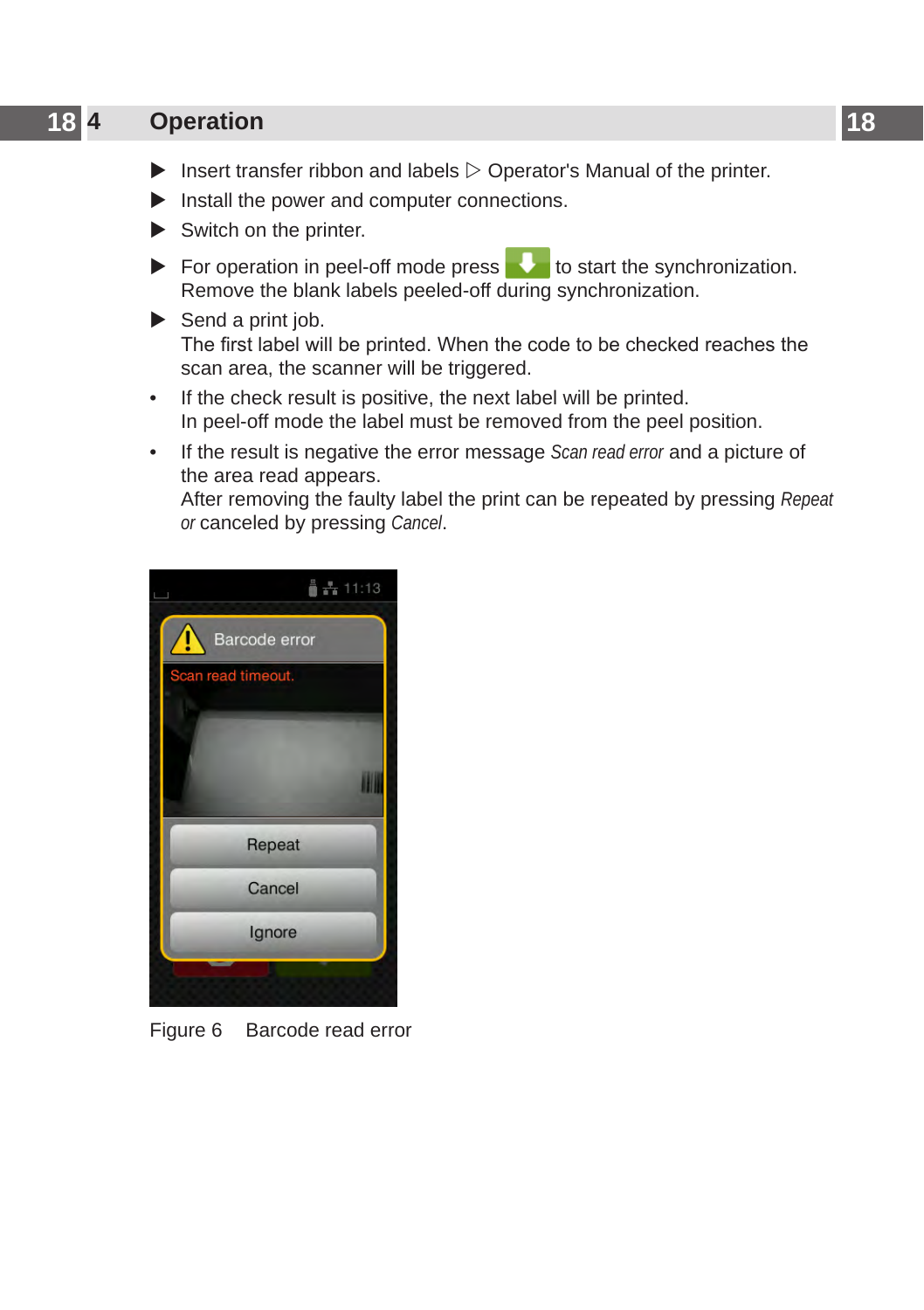# 4 Operation

- ▶ Insert transfer ribbon and labels ▷ Operator's Manual of the printer.
- ▶ Install the power and computer connections.
- ▶ Switch on the printer.
- ▶ For operation in peel-off mode press [⬇] to start the synchronization.
  Remove the blank labels peeled-off during synchronization.
- ▶ Send a print job.
  The first label will be printed. When the code to be checked reaches the scan area, the scanner will be triggered.

- If the check result is positive, the next label will be printed.
  In peel-off mode the label must be removed from the peel position.
- If the result is negative the error message *Scan read error* and a picture of the area read appears.
  After removing the faulty label the print can be repeated by pressing *Repeat or* canceled by pressing *Cancel*.

Figure 6 Barcode read error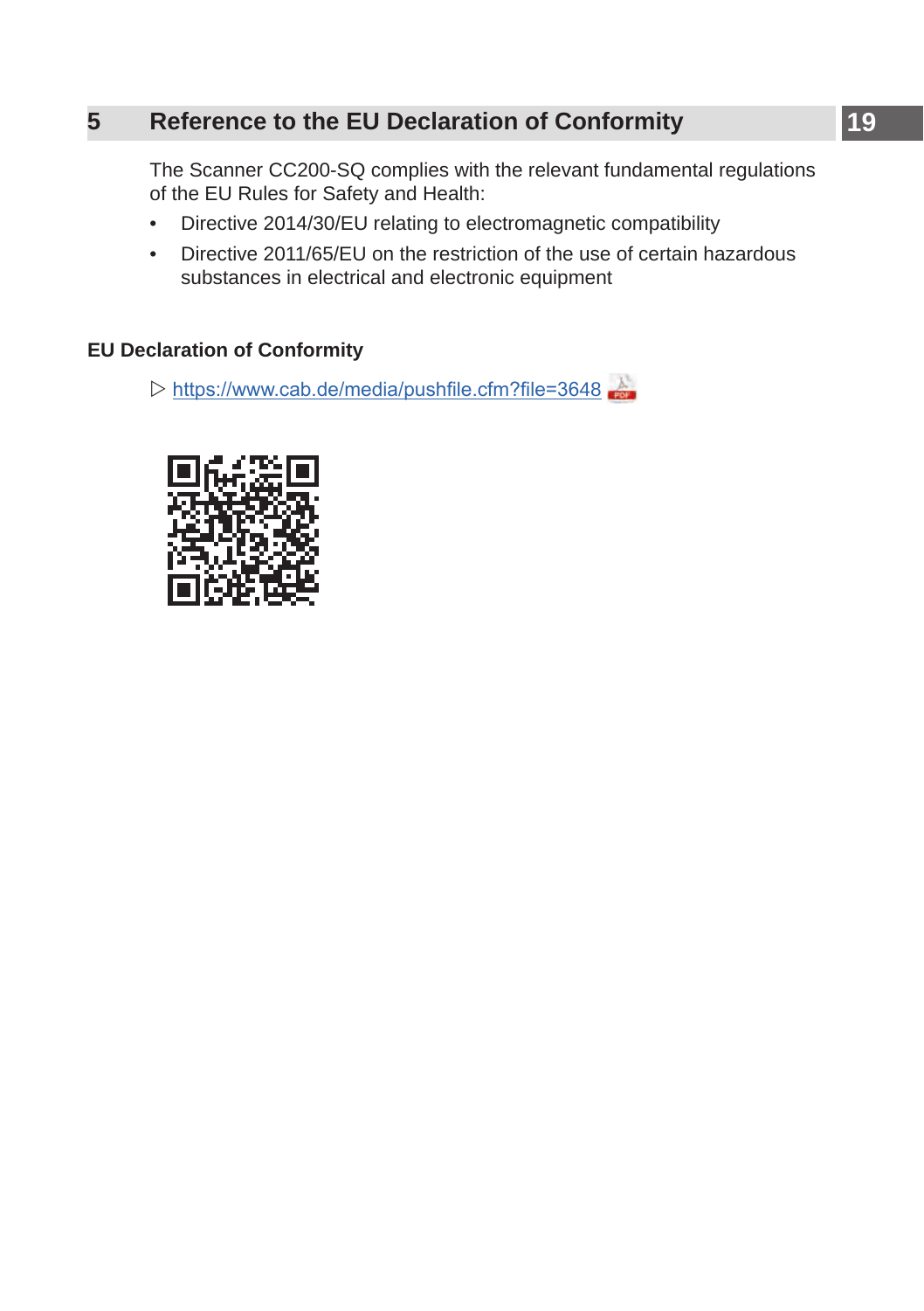# 5 Reference to the EU Declaration of Conformity

The Scanner CC200-SQ complies with the relevant fundamental regulations of the EU Rules for Safety and Health:

- Directive 2014/30/EU relating to electromagnetic compatibility
- Directive 2011/65/EU on the restriction of the use of certain hazardous substances in electrical and electronic equipment

**EU Declaration of Conformity**

▷ https://www.cab.de/media/pushfile.cfm?file=3648